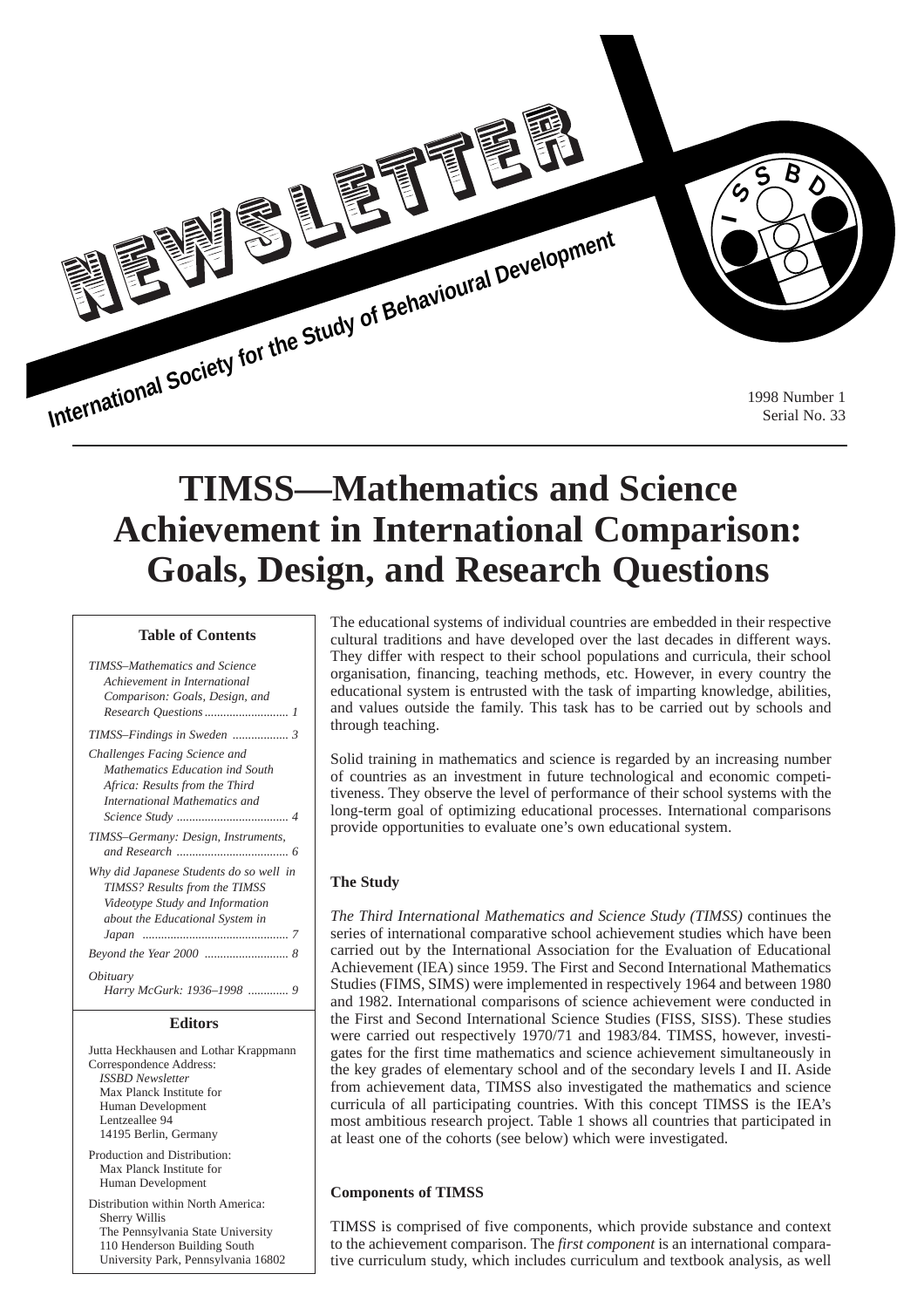# NEWSLETTER

International Society for the Study of Behavioural Development

ISSBD

1998 Number 1
Serial No. 33

# TIMSS—Mathematics and Science Achievement in International Comparison: Goals, Design, and Research Questions

**Table of Contents**

*TIMSS–Mathematics and Science Achievement in International Comparison: Goals, Design, and Research Questions* ........................... 1

*TIMSS–Findings in Sweden* .................. 3

*Challenges Facing Science and Mathematics Education ind South Africa: Results from the Third International Mathematics and Science Study* .................................... 4

*TIMSS–Germany: Design, Instruments, and Research* .................................... 6

*Why did Japanese Students do so well in TIMSS? Results from the TIMSS Videotype Study and Information about the Educational System in Japan* ................................................ 7

*Beyond the Year 2000* ........................... 8

*Obituary*
*Harry McGurk: 1936–1998* ............. 9

**Editors**

Jutta Heckhausen and Lothar Krappmann
Correspondence Address:
*ISSBD Newsletter*
Max Planck Institute for
Human Development
Lentzeallee 94
14195 Berlin, Germany

Production and Distribution:
Max Planck Institute for
Human Development

Distribution within North America:
Sherry Willis
The Pennsylvania State University
110 Henderson Building South
University Park, Pennsylvania 16802

The educational systems of individual countries are embedded in their respective cultural traditions and have developed over the last decades in different ways. They differ with respect to their school populations and curricula, their school organisation, financing, teaching methods, etc. However, in every country the educational system is entrusted with the task of imparting knowledge, abilities, and values outside the family. This task has to be carried out by schools and through teaching.

Solid training in mathematics and science is regarded by an increasing number of countries as an investment in future technological and economic competitiveness. They observe the level of performance of their school systems with the long-term goal of optimizing educational processes. International comparisons provide opportunities to evaluate one's own educational system.

**The Study**

*The Third International Mathematics and Science Study (TIMSS)* continues the series of international comparative school achievement studies which have been carried out by the International Association for the Evaluation of Educational Achievement (IEA) since 1959. The First and Second International Mathematics Studies (FIMS, SIMS) were implemented in respectively 1964 and between 1980 and 1982. International comparisons of science achievement were conducted in the First and Second International Science Studies (FISS, SISS). These studies were carried out respectively 1970/71 and 1983/84. TIMSS, however, investigates for the first time mathematics and science achievement simultaneously in the key grades of elementary school and of the secondary levels I and II. Aside from achievement data, TIMSS also investigated the mathematics and science curricula of all participating countries. With this concept TIMSS is the IEA's most ambitious research project. Table 1 shows all countries that participated in at least one of the cohorts (see below) which were investigated.

**Components of TIMSS**

TIMSS is comprised of five components, which provide substance and context to the achievement comparison. The *first component* is an international comparative curriculum study, which includes curriculum and textbook analysis, as well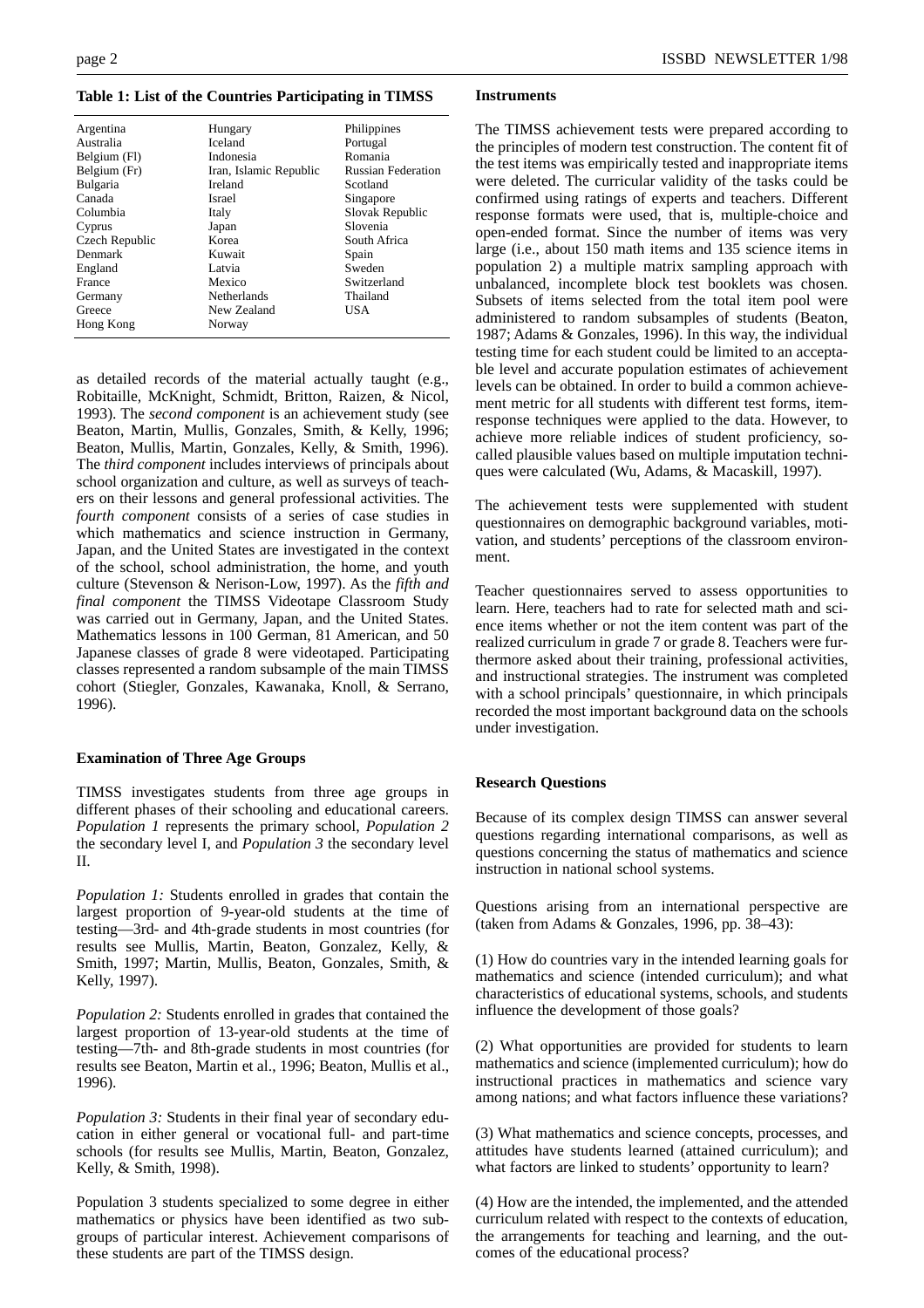**Table 1: List of the Countries Participating in TIMSS**

| | | |
|---|---|---|
| Argentina | Hungary | Philippines |
| Australia | Iceland | Portugal |
| Belgium (Fl) | Indonesia | Romania |
| Belgium (Fr) | Iran, Islamic Republic | Russian Federation |
| Bulgaria | Ireland | Scotland |
| Canada | Israel | Singapore |
| Columbia | Italy | Slovak Republic |
| Cyprus | Japan | Slovenia |
| Czech Republic | Korea | South Africa |
| Denmark | Kuwait | Spain |
| England | Latvia | Sweden |
| France | Mexico | Switzerland |
| Germany | Netherlands | Thailand |
| Greece | New Zealand | USA |
| Hong Kong | Norway | |

as detailed records of the material actually taught (e.g., Robitaille, McKnight, Schmidt, Britton, Raizen, & Nicol, 1993). The *second component* is an achievement study (see Beaton, Martin, Mullis, Gonzales, Smith, & Kelly, 1996; Beaton, Mullis, Martin, Gonzales, Kelly, & Smith, 1996). The *third component* includes interviews of principals about school organization and culture, as well as surveys of teachers on their lessons and general professional activities. The *fourth component* consists of a series of case studies in which mathematics and science instruction in Germany, Japan, and the United States are investigated in the context of the school, school administration, the home, and youth culture (Stevenson & Nerison-Low, 1997). As the *fifth and final component* the TIMSS Videotape Classroom Study was carried out in Germany, Japan, and the United States. Mathematics lessons in 100 German, 81 American, and 50 Japanese classes of grade 8 were videotaped. Participating classes represented a random subsample of the main TIMSS cohort (Stiegler, Gonzales, Kawanaka, Knoll, & Serrano, 1996).

**Examination of Three Age Groups**

TIMSS investigates students from three age groups in different phases of their schooling and educational careers. *Population 1* represents the primary school, *Population 2* the secondary level I, and *Population 3* the secondary level II.

*Population 1:* Students enrolled in grades that contain the largest proportion of 9-year-old students at the time of testing—3rd- and 4th-grade students in most countries (for results see Mullis, Martin, Beaton, Gonzalez, Kelly, & Smith, 1997; Martin, Mullis, Beaton, Gonzales, Smith, & Kelly, 1997).

*Population 2:* Students enrolled in grades that contained the largest proportion of 13-year-old students at the time of testing—7th- and 8th-grade students in most countries (for results see Beaton, Martin et al., 1996; Beaton, Mullis et al., 1996).

*Population 3:* Students in their final year of secondary education in either general or vocational full- and part-time schools (for results see Mullis, Martin, Beaton, Gonzalez, Kelly, & Smith, 1998).

Population 3 students specialized to some degree in either mathematics or physics have been identified as two subgroups of particular interest. Achievement comparisons of these students are part of the TIMSS design.

**Instruments**

The TIMSS achievement tests were prepared according to the principles of modern test construction. The content fit of the test items was empirically tested and inappropriate items were deleted. The curricular validity of the tasks could be confirmed using ratings of experts and teachers. Different response formats were used, that is, multiple-choice and open-ended format. Since the number of items was very large (i.e., about 150 math items and 135 science items in population 2) a multiple matrix sampling approach with unbalanced, incomplete block test booklets was chosen. Subsets of items selected from the total item pool were administered to random subsamples of students (Beaton, 1987; Adams & Gonzales, 1996). In this way, the individual testing time for each student could be limited to an acceptable level and accurate population estimates of achievement levels can be obtained. In order to build a common achievement metric for all students with different test forms, item-response techniques were applied to the data. However, to achieve more reliable indices of student proficiency, so-called plausible values based on multiple imputation techniques were calculated (Wu, Adams, & Macaskill, 1997).

The achievement tests were supplemented with student questionnaires on demographic background variables, motivation, and students' perceptions of the classroom environment.

Teacher questionnaires served to assess opportunities to learn. Here, teachers had to rate for selected math and science items whether or not the item content was part of the realized curriculum in grade 7 or grade 8. Teachers were furthermore asked about their training, professional activities, and instructional strategies. The instrument was completed with a school principals' questionnaire, in which principals recorded the most important background data on the schools under investigation.

**Research Questions**

Because of its complex design TIMSS can answer several questions regarding international comparisons, as well as questions concerning the status of mathematics and science instruction in national school systems.

Questions arising from an international perspective are (taken from Adams & Gonzales, 1996, pp. 38–43):

(1) How do countries vary in the intended learning goals for mathematics and science (intended curriculum); and what characteristics of educational systems, schools, and students influence the development of those goals?

(2) What opportunities are provided for students to learn mathematics and science (implemented curriculum); how do instructional practices in mathematics and science vary among nations; and what factors influence these variations?

(3) What mathematics and science concepts, processes, and attitudes have students learned (attained curriculum); and what factors are linked to students' opportunity to learn?

(4) How are the intended, the implemented, and the attended curriculum related with respect to the contexts of education, the arrangements for teaching and learning, and the outcomes of the educational process?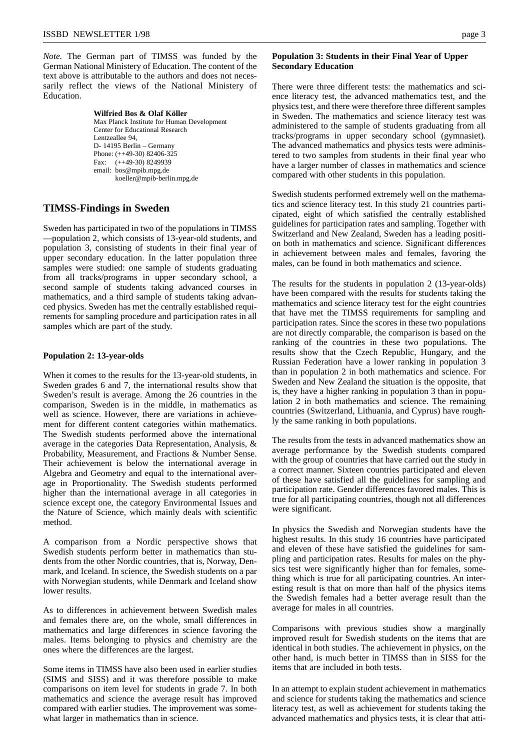*Note.* The German part of TIMSS was funded by the German National Ministry of Education. The content of the text above is attributable to the authors and does not necessarily reflect the views of the National Ministry of Education.

**Wilfried Bos & Olaf Köller**
Max Planck Institute for Human Development
Center for Educational Research
Lentzeallee 94,
D- 14195 Berlin – Germany
Phone: (++49-30) 82406-325
Fax: (++49-30) 8249939
email: bos@mpib.mpg.de
koeller@mpib-berlin.mpg.de

## TIMSS-Findings in Sweden

Sweden has participated in two of the populations in TIMSS —population 2, which consists of 13-year-old students, and population 3, consisting of students in their final year of upper secondary education. In the latter population three samples were studied: one sample of students graduating from all tracks/programs in upper secondary school, a second sample of students taking advanced courses in mathematics, and a third sample of students taking advanced physics. Sweden has met the centrally established requirements for sampling procedure and participation rates in all samples which are part of the study.

### Population 2: 13-year-olds

When it comes to the results for the 13-year-old students, in Sweden grades 6 and 7, the international results show that Sweden's result is average. Among the 26 countries in the comparison, Sweden is in the middle, in mathematics as well as science. However, there are variations in achievement for different content categories within mathematics. The Swedish students performed above the international average in the categories Data Representation, Analysis, & Probability, Measurement, and Fractions & Number Sense. Their achievement is below the international average in Algebra and Geometry and equal to the international average in Proportionality. The Swedish students performed higher than the international average in all categories in science except one, the category Environmental Issues and the Nature of Science, which mainly deals with scientific method.

A comparison from a Nordic perspective shows that Swedish students perform better in mathematics than students from the other Nordic countries, that is, Norway, Denmark, and Iceland. In science, the Swedish students on a par with Norwegian students, while Denmark and Iceland show lower results.

As to differences in achievement between Swedish males and females there are, on the whole, small differences in mathematics and large differences in science favoring the males. Items belonging to physics and chemistry are the ones where the differences are the largest.

Some items in TIMSS have also been used in earlier studies (SIMS and SISS) and it was therefore possible to make comparisons on item level for students in grade 7. In both mathematics and science the average result has improved compared with earlier studies. The improvement was somewhat larger in mathematics than in science.

### Population 3: Students in their Final Year of Upper Secondary Education

There were three different tests: the mathematics and science literacy test, the advanced mathematics test, and the physics test, and there were therefore three different samples in Sweden. The mathematics and science literacy test was administered to the sample of students graduating from all tracks/programs in upper secondary school (gymnasiet). The advanced mathematics and physics tests were administered to two samples from students in their final year who have a larger number of classes in mathematics and science compared with other students in this population.

Swedish students performed extremely well on the mathematics and science literacy test. In this study 21 countries participated, eight of which satisfied the centrally established guidelines for participation rates and sampling. Together with Switzerland and New Zealand, Sweden has a leading position both in mathematics and science. Significant differences in achievement between males and females, favoring the males, can be found in both mathematics and science.

The results for the students in population 2 (13-year-olds) have been compared with the results for students taking the mathematics and science literacy test for the eight countries that have met the TIMSS requirements for sampling and participation rates. Since the scores in these two populations are not directly comparable, the comparison is based on the ranking of the countries in these two populations. The results show that the Czech Republic, Hungary, and the Russian Federation have a lower ranking in population 3 than in population 2 in both mathematics and science. For Sweden and New Zealand the situation is the opposite, that is, they have a higher ranking in population 3 than in population 2 in both mathematics and science. The remaining countries (Switzerland, Lithuania, and Cyprus) have roughly the same ranking in both populations.

The results from the tests in advanced mathematics show an average performance by the Swedish students compared with the group of countries that have carried out the study in a correct manner. Sixteen countries participated and eleven of these have satisfied all the guidelines for sampling and participation rate. Gender differences favored males. This is true for all participating countries, though not all differences were significant.

In physics the Swedish and Norwegian students have the highest results. In this study 16 countries have participated and eleven of these have satisfied the guidelines for sampling and participation rates. Results for males on the physics test were significantly higher than for females, something which is true for all participating countries. An interesting result is that on more than half of the physics items the Swedish females had a better average result than the average for males in all countries.

Comparisons with previous studies show a marginally improved result for Swedish students on the items that are identical in both studies. The achievement in physics, on the other hand, is much better in TIMSS than in SISS for the items that are included in both tests.

In an attempt to explain student achievement in mathematics and science for students taking the mathematics and science literacy test, as well as achievement for students taking the advanced mathematics and physics tests, it is clear that atti-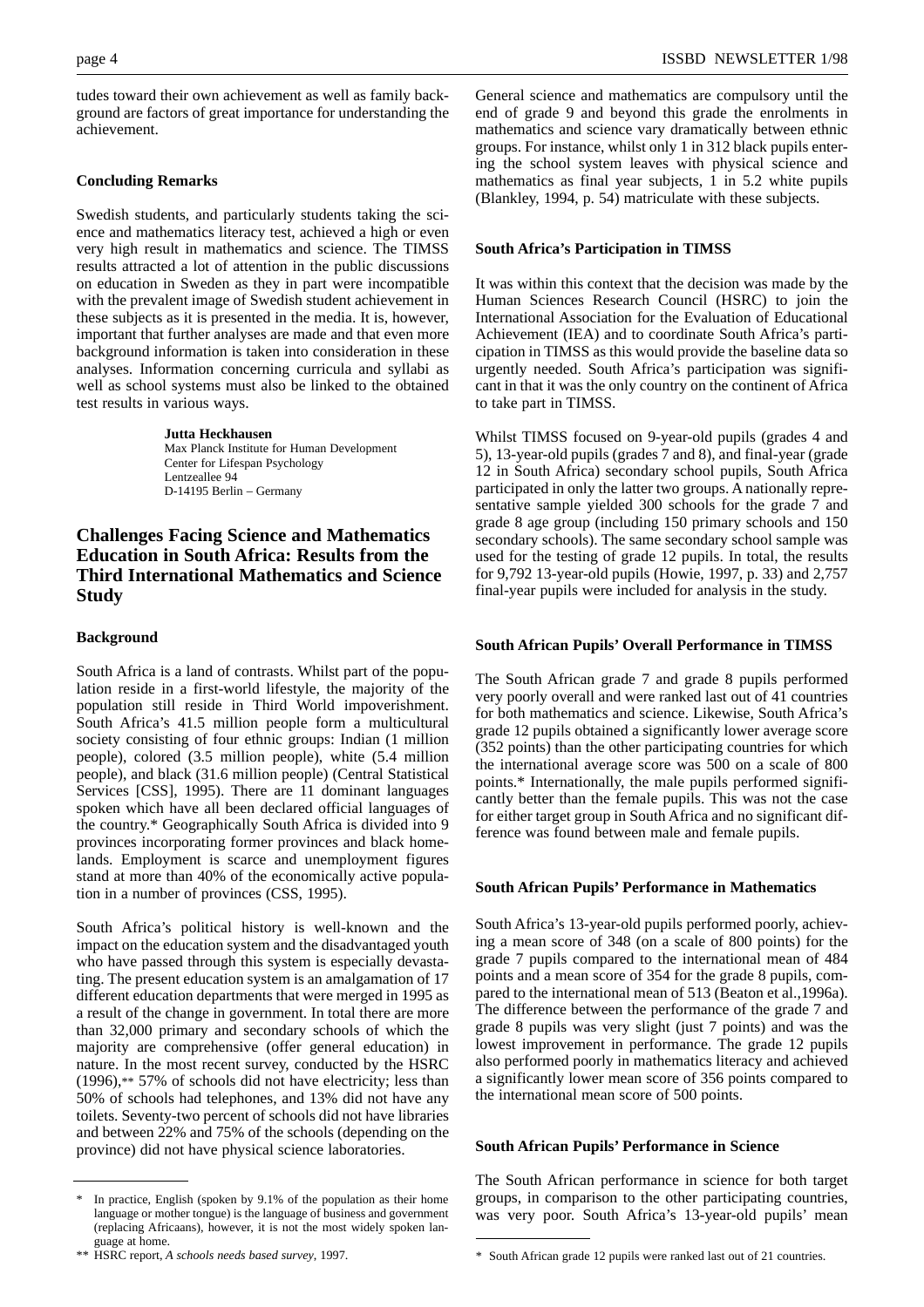tudes toward their own achievement as well as family background are factors of great importance for understanding the achievement.

### Concluding Remarks

Swedish students, and particularly students taking the science and mathematics literacy test, achieved a high or even very high result in mathematics and science. The TIMSS results attracted a lot of attention in the public discussions on education in Sweden as they in part were incompatible with the prevalent image of Swedish student achievement in these subjects as it is presented in the media. It is, however, important that further analyses are made and that even more background information is taken into consideration in these analyses. Information concerning curricula and syllabi as well as school systems must also be linked to the obtained test results in various ways.

**Jutta Heckhausen**
Max Planck Institute for Human Development
Center for Lifespan Psychology
Lentzeallee 94
D-14195 Berlin – Germany

## Challenges Facing Science and Mathematics Education in South Africa: Results from the Third International Mathematics and Science Study

### Background

South Africa is a land of contrasts. Whilst part of the population reside in a first-world lifestyle, the majority of the population still reside in Third World impoverishment. South Africa's 41.5 million people form a multicultural society consisting of four ethnic groups: Indian (1 million people), colored (3.5 million people), white (5.4 million people), and black (31.6 million people) (Central Statistical Services [CSS], 1995). There are 11 dominant languages spoken which have all been declared official languages of the country.* Geographically South Africa is divided into 9 provinces incorporating former provinces and black homelands. Employment is scarce and unemployment figures stand at more than 40% of the economically active population in a number of provinces (CSS, 1995).

South Africa's political history is well-known and the impact on the education system and the disadvantaged youth who have passed through this system is especially devastating. The present education system is an amalgamation of 17 different education departments that were merged in 1995 as a result of the change in government. In total there are more than 32,000 primary and secondary schools of which the majority are comprehensive (offer general education) in nature. In the most recent survey, conducted by the HSRC (1996),** 57% of schools did not have electricity; less than 50% of schools had telephones, and 13% did not have any toilets. Seventy-two percent of schools did not have libraries and between 22% and 75% of the schools (depending on the province) did not have physical science laboratories.

\* In practice, English (spoken by 9.1% of the population as their home language or mother tongue) is the language of business and government (replacing Africaans), however, it is not the most widely spoken language at home.

\*\* HSRC report, *A schools needs based survey*, 1997.

General science and mathematics are compulsory until the end of grade 9 and beyond this grade the enrolments in mathematics and science vary dramatically between ethnic groups. For instance, whilst only 1 in 312 black pupils entering the school system leaves with physical science and mathematics as final year subjects, 1 in 5.2 white pupils (Blankley, 1994, p. 54) matriculate with these subjects.

### South Africa's Participation in TIMSS

It was within this context that the decision was made by the Human Sciences Research Council (HSRC) to join the International Association for the Evaluation of Educational Achievement (IEA) and to coordinate South Africa's participation in TIMSS as this would provide the baseline data so urgently needed. South Africa's participation was significant in that it was the only country on the continent of Africa to take part in TIMSS.

Whilst TIMSS focused on 9-year-old pupils (grades 4 and 5), 13-year-old pupils (grades 7 and 8), and final-year (grade 12 in South Africa) secondary school pupils, South Africa participated in only the latter two groups. A nationally representative sample yielded 300 schools for the grade 7 and grade 8 age group (including 150 primary schools and 150 secondary schools). The same secondary school sample was used for the testing of grade 12 pupils. In total, the results for 9,792 13-year-old pupils (Howie, 1997, p. 33) and 2,757 final-year pupils were included for analysis in the study.

### South African Pupils' Overall Performance in TIMSS

The South African grade 7 and grade 8 pupils performed very poorly overall and were ranked last out of 41 countries for both mathematics and science. Likewise, South Africa's grade 12 pupils obtained a significantly lower average score (352 points) than the other participating countries for which the international average score was 500 on a scale of 800 points.* Internationally, the male pupils performed significantly better than the female pupils. This was not the case for either target group in South Africa and no significant difference was found between male and female pupils.

### South African Pupils' Performance in Mathematics

South Africa's 13-year-old pupils performed poorly, achieving a mean score of 348 (on a scale of 800 points) for the grade 7 pupils compared to the international mean of 484 points and a mean score of 354 for the grade 8 pupils, compared to the international mean of 513 (Beaton et al.,1996a). The difference between the performance of the grade 7 and grade 8 pupils was very slight (just 7 points) and was the lowest improvement in performance. The grade 12 pupils also performed poorly in mathematics literacy and achieved a significantly lower mean score of 356 points compared to the international mean score of 500 points.

### South African Pupils' Performance in Science

The South African performance in science for both target groups, in comparison to the other participating countries, was very poor. South Africa's 13-year-old pupils' mean

\* South African grade 12 pupils were ranked last out of 21 countries.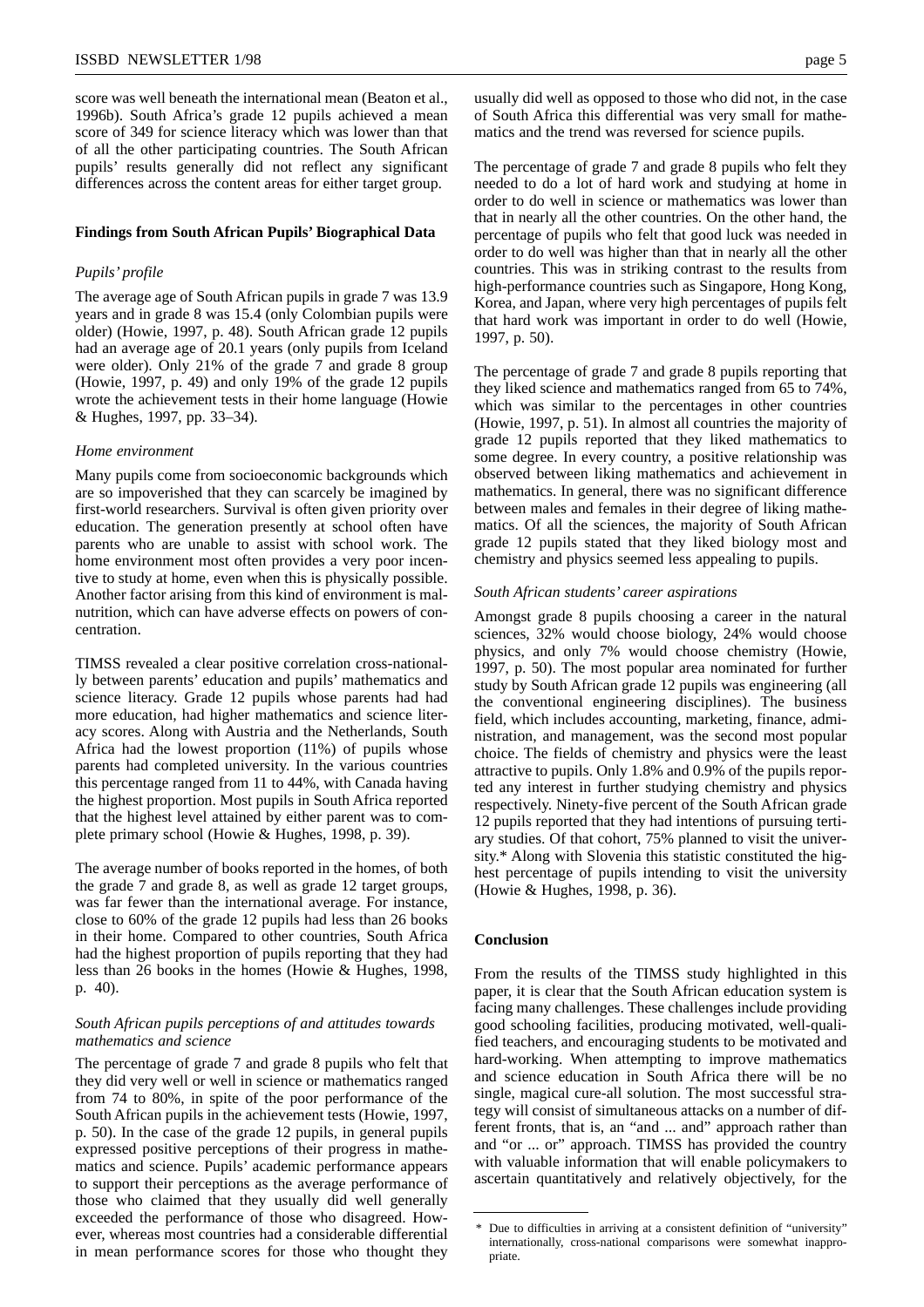score was well beneath the international mean (Beaton et al., 1996b). South Africa's grade 12 pupils achieved a mean score of 349 for science literacy which was lower than that of all the other participating countries. The South African pupils' results generally did not reflect any significant differences across the content areas for either target group.

### Findings from South African Pupils' Biographical Data

#### *Pupils' profile*

The average age of South African pupils in grade 7 was 13.9 years and in grade 8 was 15.4 (only Colombian pupils were older) (Howie, 1997, p. 48). South African grade 12 pupils had an average age of 20.1 years (only pupils from Iceland were older). Only 21% of the grade 7 and grade 8 group (Howie, 1997, p. 49) and only 19% of the grade 12 pupils wrote the achievement tests in their home language (Howie & Hughes, 1997, pp. 33–34).

#### *Home environment*

Many pupils come from socioeconomic backgrounds which are so impoverished that they can scarcely be imagined by first-world researchers. Survival is often given priority over education. The generation presently at school often have parents who are unable to assist with school work. The home environment most often provides a very poor incentive to study at home, even when this is physically possible. Another factor arising from this kind of environment is malnutrition, which can have adverse effects on powers of concentration.

TIMSS revealed a clear positive correlation cross-nationally between parents' education and pupils' mathematics and science literacy. Grade 12 pupils whose parents had had more education, had higher mathematics and science literacy scores. Along with Austria and the Netherlands, South Africa had the lowest proportion (11%) of pupils whose parents had completed university. In the various countries this percentage ranged from 11 to 44%, with Canada having the highest proportion. Most pupils in South Africa reported that the highest level attained by either parent was to complete primary school (Howie & Hughes, 1998, p. 39).

The average number of books reported in the homes, of both the grade 7 and grade 8, as well as grade 12 target groups, was far fewer than the international average. For instance, close to 60% of the grade 12 pupils had less than 26 books in their home. Compared to other countries, South Africa had the highest proportion of pupils reporting that they had less than 26 books in the homes (Howie & Hughes, 1998, p. 40).

#### *South African pupils perceptions of and attitudes towards mathematics and science*

The percentage of grade 7 and grade 8 pupils who felt that they did very well or well in science or mathematics ranged from 74 to 80%, in spite of the poor performance of the South African pupils in the achievement tests (Howie, 1997, p. 50). In the case of the grade 12 pupils, in general pupils expressed positive perceptions of their progress in mathematics and science. Pupils' academic performance appears to support their perceptions as the average performance of those who claimed that they usually did well generally exceeded the performance of those who disagreed. However, whereas most countries had a considerable differential in mean performance scores for those who thought they usually did well as opposed to those who did not, in the case of South Africa this differential was very small for mathematics and the trend was reversed for science pupils.

The percentage of grade 7 and grade 8 pupils who felt they needed to do a lot of hard work and studying at home in order to do well in science or mathematics was lower than that in nearly all the other countries. On the other hand, the percentage of pupils who felt that good luck was needed in order to do well was higher than that in nearly all the other countries. This was in striking contrast to the results from high-performance countries such as Singapore, Hong Kong, Korea, and Japan, where very high percentages of pupils felt that hard work was important in order to do well (Howie, 1997, p. 50).

The percentage of grade 7 and grade 8 pupils reporting that they liked science and mathematics ranged from 65 to 74%, which was similar to the percentages in other countries (Howie, 1997, p. 51). In almost all countries the majority of grade 12 pupils reported that they liked mathematics to some degree. In every country, a positive relationship was observed between liking mathematics and achievement in mathematics. In general, there was no significant difference between males and females in their degree of liking mathematics. Of all the sciences, the majority of South African grade 12 pupils stated that they liked biology most and chemistry and physics seemed less appealing to pupils.

#### *South African students' career aspirations*

Amongst grade 8 pupils choosing a career in the natural sciences, 32% would choose biology, 24% would choose physics, and only 7% would choose chemistry (Howie, 1997, p. 50). The most popular area nominated for further study by South African grade 12 pupils was engineering (all the conventional engineering disciplines). The business field, which includes accounting, marketing, finance, administration, and management, was the second most popular choice. The fields of chemistry and physics were the least attractive to pupils. Only 1.8% and 0.9% of the pupils reported any interest in further studying chemistry and physics respectively. Ninety-five percent of the South African grade 12 pupils reported that they had intentions of pursuing tertiary studies. Of that cohort, 75% planned to visit the university.* Along with Slovenia this statistic constituted the highest percentage of pupils intending to visit the university (Howie & Hughes, 1998, p. 36).

### Conclusion

From the results of the TIMSS study highlighted in this paper, it is clear that the South African education system is facing many challenges. These challenges include providing good schooling facilities, producing motivated, well-qualified teachers, and encouraging students to be motivated and hard-working. When attempting to improve mathematics and science education in South Africa there will be no single, magical cure-all solution. The most successful strategy will consist of simultaneous attacks on a number of different fronts, that is, an "and ... and" approach rather than and "or ... or" approach. TIMSS has provided the country with valuable information that will enable policymakers to ascertain quantitatively and relatively objectively, for the

* Due to difficulties in arriving at a consistent definition of "university" internationally, cross-national comparisons were somewhat inappropriate.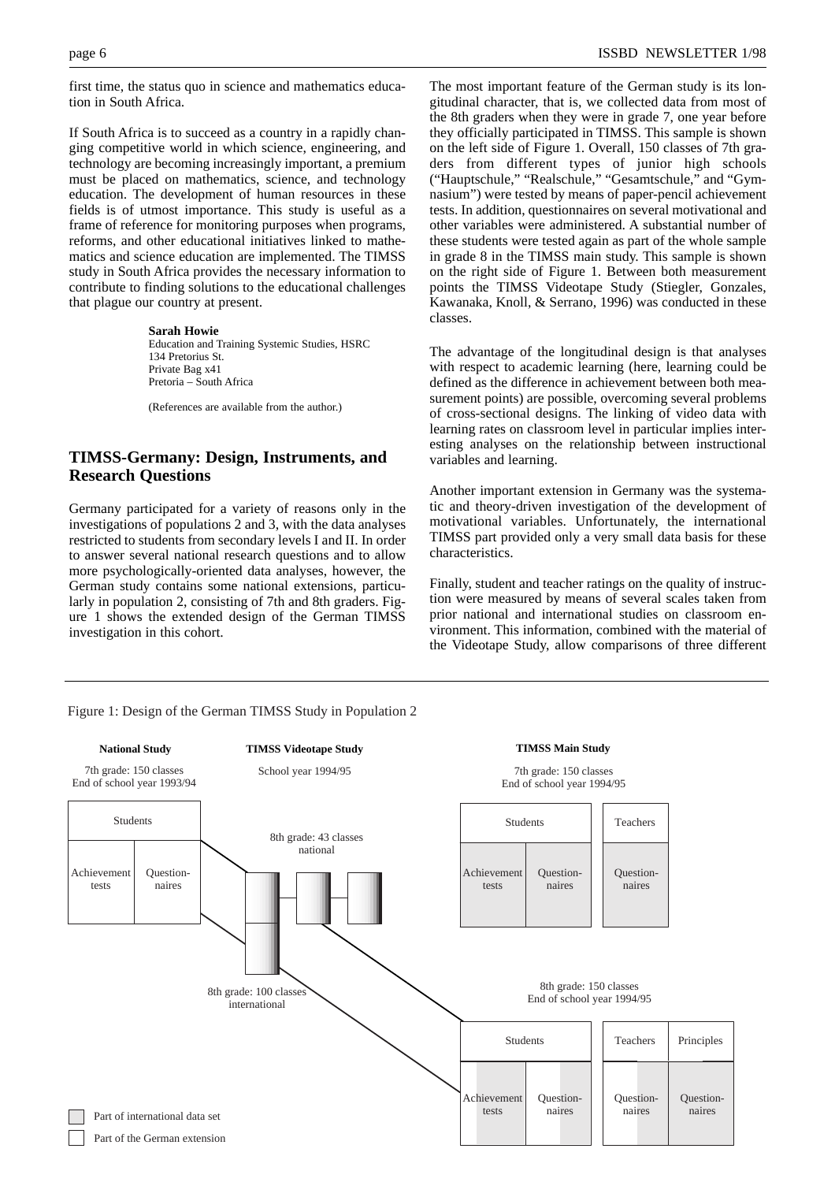first time, the status quo in science and mathematics education in South Africa.

If South Africa is to succeed as a country in a rapidly changing competitive world in which science, engineering, and technology are becoming increasingly important, a premium must be placed on mathematics, science, and technology education. The development of human resources in these fields is of utmost importance. This study is useful as a frame of reference for monitoring purposes when programs, reforms, and other educational initiatives linked to mathematics and science education are implemented. The TIMSS study in South Africa provides the necessary information to contribute to finding solutions to the educational challenges that plague our country at present.

**Sarah Howie**
Education and Training Systemic Studies, HSRC
134 Pretorius St.
Private Bag x41
Pretoria – South Africa

(References are available from the author.)

## TIMSS-Germany: Design, Instruments, and Research Questions

Germany participated for a variety of reasons only in the investigations of populations 2 and 3, with the data analyses restricted to students from secondary levels I and II. In order to answer several national research questions and to allow more psychologically-oriented data analyses, however, the German study contains some national extensions, particularly in population 2, consisting of 7th and 8th graders. Figure 1 shows the extended design of the German TIMSS investigation in this cohort.

The most important feature of the German study is its longitudinal character, that is, we collected data from most of the 8th graders when they were in grade 7, one year before they officially participated in TIMSS. This sample is shown on the left side of Figure 1. Overall, 150 classes of 7th graders from different types of junior high schools ("Hauptschule," "Realschule," "Gesamtschule," and "Gymnasium") were tested by means of paper-pencil achievement tests. In addition, questionnaires on several motivational and other variables were administered. A substantial number of these students were tested again as part of the whole sample in grade 8 in the TIMSS main study. This sample is shown on the right side of Figure 1. Between both measurement points the TIMSS Videotape Study (Stiegler, Gonzales, Kawanaka, Knoll, & Serrano, 1996) was conducted in these classes.

The advantage of the longitudinal design is that analyses with respect to academic learning (here, learning could be defined as the difference in achievement between both measurement points) are possible, overcoming several problems of cross-sectional designs. The linking of video data with learning rates on classroom level in particular implies interesting analyses on the relationship between instructional variables and learning.

Another important extension in Germany was the systematic and theory-driven investigation of the development of motivational variables. Unfortunately, the international TIMSS part provided only a very small data basis for these characteristics.

Finally, student and teacher ratings on the quality of instruction were measured by means of several scales taken from prior national and international studies on classroom environment. This information, combined with the material of the Videotape Study, allow comparisons of three different

Figure 1: Design of the German TIMSS Study in Population 2

National Study
7th grade: 150 classes
End of school year 1993/94
Students
Achievement tests
Question-naires

TIMSS Videotape Study
School year 1994/95
8th grade: 43 classes national
8th grade: 100 classes international

TIMSS Main Study
7th grade: 150 classes
End of school year 1994/95
Students
Achievement tests
Question-naires
Teachers
Question-naires

8th grade: 150 classes
End of school year 1994/95
Students
Achievement tests
Question-naires
Teachers
Question-naires
Principles
Question-naires

Part of international data set
Part of the German extension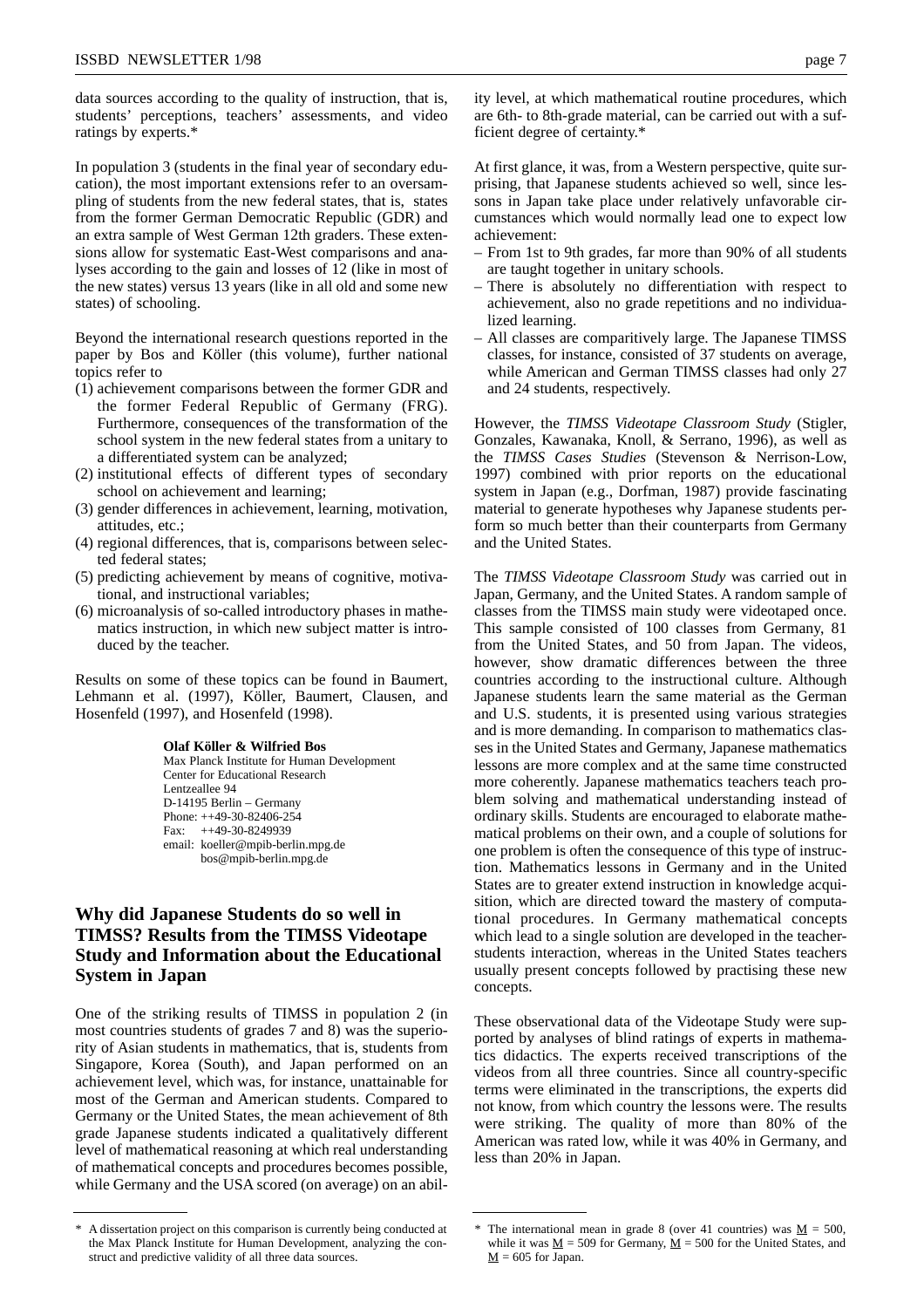data sources according to the quality of instruction, that is, students' perceptions, teachers' assessments, and video ratings by experts.*

In population 3 (students in the final year of secondary education), the most important extensions refer to an oversampling of students from the new federal states, that is, states from the former German Democratic Republic (GDR) and an extra sample of West German 12th graders. These extensions allow for systematic East-West comparisons and analyses according to the gain and losses of 12 (like in most of the new states) versus 13 years (like in all old and some new states) of schooling.

Beyond the international research questions reported in the paper by Bos and Köller (this volume), further national topics refer to

(1) achievement comparisons between the former GDR and the former Federal Republic of Germany (FRG). Furthermore, consequences of the transformation of the school system in the new federal states from a unitary to a differentiated system can be analyzed;
(2) institutional effects of different types of secondary school on achievement and learning;
(3) gender differences in achievement, learning, motivation, attitudes, etc.;
(4) regional differences, that is, comparisons between selected federal states;
(5) predicting achievement by means of cognitive, motivational, and instructional variables;
(6) microanalysis of so-called introductory phases in mathematics instruction, in which new subject matter is introduced by the teacher.

Results on some of these topics can be found in Baumert, Lehmann et al. (1997), Köller, Baumert, Clausen, and Hosenfeld (1997), and Hosenfeld (1998).

**Olaf Köller & Wilfried Bos**
Max Planck Institute for Human Development
Center for Educational Research
Lentzeallee 94
D-14195 Berlin – Germany
Phone: ++49-30-82406-254
Fax: ++49-30-8249939
email: koeller@mpib-berlin.mpg.de
bos@mpib-berlin.mpg.de

* A dissertation project on this comparison is currently being conducted at the Max Planck Institute for Human Development, analyzing the construct and predictive validity of all three data sources.

## Why did Japanese Students do so well in TIMSS? Results from the TIMSS Videotape Study and Information about the Educational System in Japan

One of the striking results of TIMSS in population 2 (in most countries students of grades 7 and 8) was the superiority of Asian students in mathematics, that is, students from Singapore, Korea (South), and Japan performed on an achievement level, which was, for instance, unattainable for most of the German and American students. Compared to Germany or the United States, the mean achievement of 8th grade Japanese students indicated a qualitatively different level of mathematical reasoning at which real understanding of mathematical concepts and procedures becomes possible, while Germany and the USA scored (on average) on an ability level, at which mathematical routine procedures, which are 6th- to 8th-grade material, can be carried out with a sufficient degree of certainty.*

At first glance, it was, from a Western perspective, quite surprising, that Japanese students achieved so well, since lessons in Japan take place under relatively unfavorable circumstances which would normally lead one to expect low achievement:

- From 1st to 9th grades, far more than 90% of all students are taught together in unitary schools.
- There is absolutely no differentiation with respect to achievement, also no grade repetitions and no individualized learning.
- All classes are comparitively large. The Japanese TIMSS classes, for instance, consisted of 37 students on average, while American and German TIMSS classes had only 27 and 24 students, respectively.

However, the *TIMSS Videotape Classroom Study* (Stigler, Gonzales, Kawanaka, Knoll, & Serrano, 1996), as well as the *TIMSS Cases Studies* (Stevenson & Nerrison-Low, 1997) combined with prior reports on the educational system in Japan (e.g., Dorfman, 1987) provide fascinating material to generate hypotheses why Japanese students perform so much better than their counterparts from Germany and the United States.

The *TIMSS Videotape Classroom Study* was carried out in Japan, Germany, and the United States. A random sample of classes from the TIMSS main study were videotaped once. This sample consisted of 100 classes from Germany, 81 from the United States, and 50 from Japan. The videos, however, show dramatic differences between the three countries according to the instructional culture. Although Japanese students learn the same material as the German and U.S. students, it is presented using various strategies and is more demanding. In comparison to mathematics classes in the United States and Germany, Japanese mathematics lessons are more complex and at the same time constructed more coherently. Japanese mathematics teachers teach problem solving and mathematical understanding instead of ordinary skills. Students are encouraged to elaborate mathematical problems on their own, and a couple of solutions for one problem is often the consequence of this type of instruction. Mathematics lessons in Germany and in the United States are to greater extend instruction in knowledge acquisition, which are directed toward the mastery of computational procedures. In Germany mathematical concepts which lead to a single solution are developed in the teacher-students interaction, whereas in the United States teachers usually present concepts followed by practising these new concepts.

These observational data of the Videotape Study were supported by analyses of blind ratings of experts in mathematics didactics. The experts received transcriptions of the videos from all three countries. Since all country-specific terms were eliminated in the transcriptions, the experts did not know, from which country the lessons were. The results were striking. The quality of more than 80% of the American was rated low, while it was 40% in Germany, and less than 20% in Japan.

* The international mean in grade 8 (over 41 countries) was $\underline{M} = 500$, while it was $\underline{M} = 509$ for Germany, $\underline{M} = 500$ for the United States, and $\underline{M} = 605$ for Japan.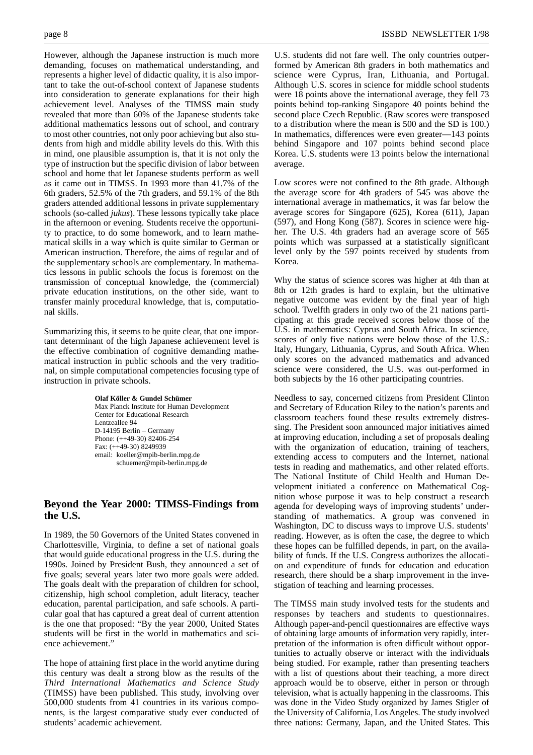However, although the Japanese instruction is much more demanding, focuses on mathematical understanding, and represents a higher level of didactic quality, it is also important to take the out-of-school context of Japanese students into consideration to generate explanations for their high achievement level. Analyses of the TIMSS main study revealed that more than 60% of the Japanese students take additional mathematics lessons out of school, and contrary to most other countries, not only poor achieving but also students from high and middle ability levels do this. With this in mind, one plausible assumption is, that it is not only the type of instruction but the specific division of labor between school and home that let Japanese students perform as well as it came out in TIMSS. In 1993 more than 41.7% of the 6th graders, 52.5% of the 7th graders, and 59.1% of the 8th graders attended additional lessons in private supplementary schools (so-called *jukus*). These lessons typically take place in the afternoon or evening. Students receive the opportunity to practice, to do some homework, and to learn mathematical skills in a way which is quite similar to German or American instruction. Therefore, the aims of regular and of the supplementary schools are complementary. In mathematics lessons in public schools the focus is foremost on the transmission of conceptual knowledge, the (commercial) private education institutions, on the other side, want to transfer mainly procedural knowledge, that is, computational skills.

Summarizing this, it seems to be quite clear, that one important determinant of the high Japanese achievement level is the effective combination of cognitive demanding mathematical instruction in public schools and the very traditional, on simple computational competencies focusing type of instruction in private schools.

**Olaf Köller & Gundel Schümer**
Max Planck Institute for Human Development
Center for Educational Research
Lentzeallee 94
D-14195 Berlin – Germany
Phone: (++49-30) 82406-254
Fax: (++49-30) 8249939
email: koeller@mpib-berlin.mpg.de
schuemer@mpib-berlin.mpg.de

## Beyond the Year 2000: TIMSS-Findings from the U.S.

In 1989, the 50 Governors of the United States convened in Charlottesville, Virginia, to define a set of national goals that would guide educational progress in the U.S. during the 1990s. Joined by President Bush, they announced a set of five goals; several years later two more goals were added. The goals dealt with the preparation of children for school, citizenship, high school completion, adult literacy, teacher education, parental participation, and safe schools. A particular goal that has captured a great deal of current attention is the one that proposed: "By the year 2000, United States students will be first in the world in mathematics and science achievement."

The hope of attaining first place in the world anytime during this century was dealt a strong blow as the results of the *Third International Mathematics and Science Study* (TIMSS) have been published. This study, involving over 500,000 students from 41 countries in its various components, is the largest comparative study ever conducted of students' academic achievement.

U.S. students did not fare well. The only countries outperformed by American 8th graders in both mathematics and science were Cyprus, Iran, Lithuania, and Portugal. Although U.S. scores in science for middle school students were 18 points above the international average, they fell 73 points behind top-ranking Singapore 40 points behind the second place Czech Republic. (Raw scores were transposed to a distribution where the mean is 500 and the SD is 100.) In mathematics, differences were even greater—143 points behind Singapore and 107 points behind second place Korea. U.S. students were 13 points below the international average.

Low scores were not confined to the 8th grade. Although the average score for 4th graders of 545 was above the international average in mathematics, it was far below the average scores for Singapore (625), Korea (611), Japan (597), and Hong Kong (587). Scores in science were higher. The U.S. 4th graders had an average score of 565 points which was surpassed at a statistically significant level only by the 597 points received by students from Korea.

Why the status of science scores was higher at 4th than at 8th or 12th grades is hard to explain, but the ultimative negative outcome was evident by the final year of high school. Twelfth graders in only two of the 21 nations participating at this grade received scores below those of the U.S. in mathematics: Cyprus and South Africa. In science, scores of only five nations were below those of the U.S.: Italy, Hungary, Lithuania, Cyprus, and South Africa. When only scores on the advanced mathematics and advanced science were considered, the U.S. was out-performed in both subjects by the 16 other participating countries.

Needless to say, concerned citizens from President Clinton and Secretary of Education Riley to the nation's parents and classroom teachers found these results extremely distressing. The President soon announced major initiatives aimed at improving education, including a set of proposals dealing with the organization of education, training of teachers, extending access to computers and the Internet, national tests in reading and mathematics, and other related efforts. The National Institute of Child Health and Human Development initiated a conference on Mathematical Cognition whose purpose it was to help construct a research agenda for developing ways of improving students' understanding of mathematics. A group was convened in Washington, DC to discuss ways to improve U.S. students' reading. However, as is often the case, the degree to which these hopes can be fulfilled depends, in part, on the availability of funds. If the U.S. Congress authorizes the allocation and expenditure of funds for education and education research, there should be a sharp improvement in the investigation of teaching and learning processes.

The TIMSS main study involved tests for the students and responses by teachers and students to questionnaires. Although paper-and-pencil questionnaires are effective ways of obtaining large amounts of information very rapidly, interpretation of the information is often difficult without opportunities to actually observe or interact with the individuals being studied. For example, rather than presenting teachers with a list of questions about their teaching, a more direct approach would be to observe, either in person or through television, what is actually happening in the classrooms. This was done in the Video Study organized by James Stigler of the University of California, Los Angeles. The study involved three nations: Germany, Japan, and the United States. This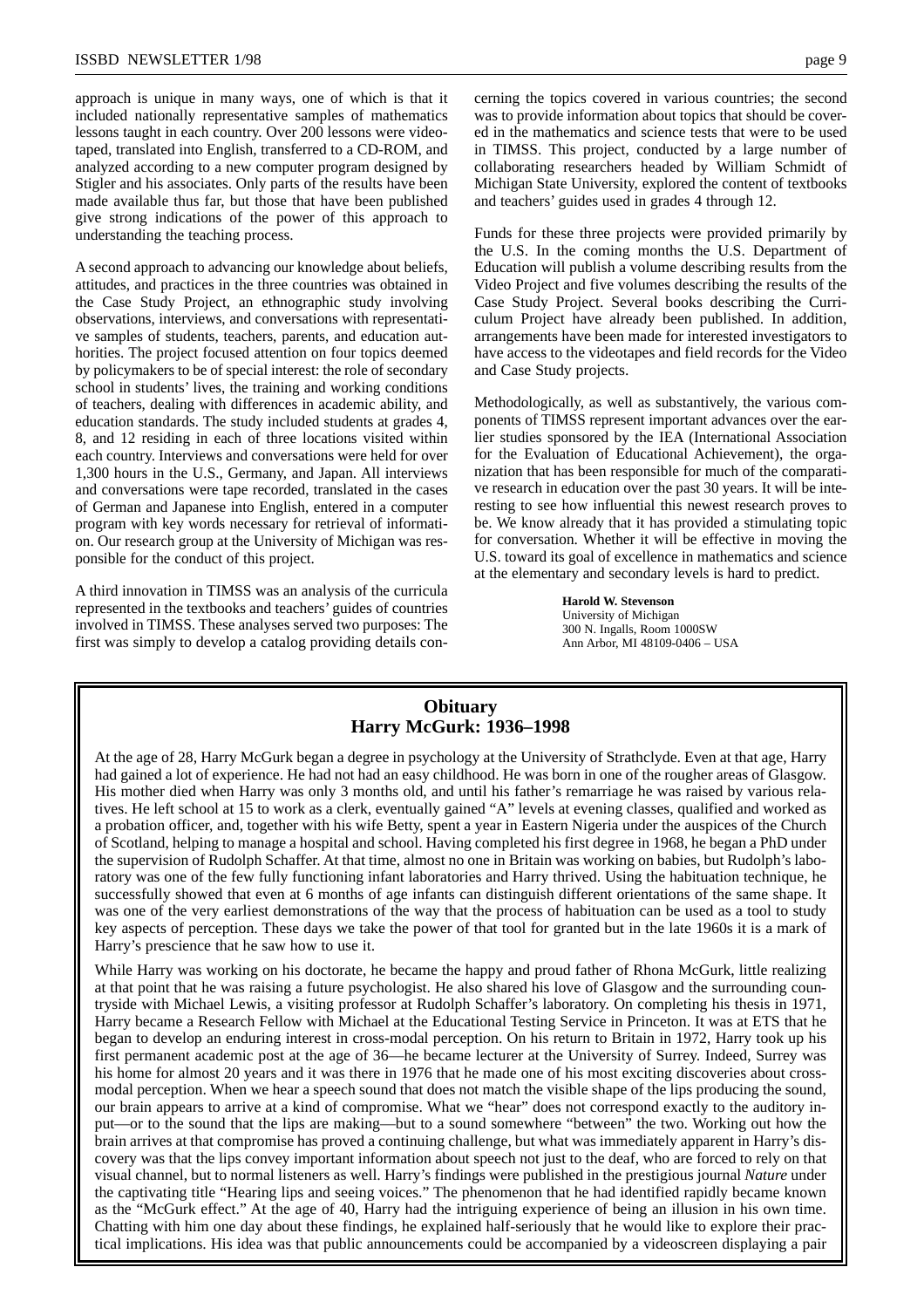approach is unique in many ways, one of which is that it included nationally representative samples of mathematics lessons taught in each country. Over 200 lessons were videotaped, translated into English, transferred to a CD-ROM, and analyzed according to a new computer program designed by Stigler and his associates. Only parts of the results have been made available thus far, but those that have been published give strong indications of the power of this approach to understanding the teaching process.

A second approach to advancing our knowledge about beliefs, attitudes, and practices in the three countries was obtained in the Case Study Project, an ethnographic study involving observations, interviews, and conversations with representative samples of students, teachers, parents, and education authorities. The project focused attention on four topics deemed by policymakers to be of special interest: the role of secondary school in students' lives, the training and working conditions of teachers, dealing with differences in academic ability, and education standards. The study included students at grades 4, 8, and 12 residing in each of three locations visited within each country. Interviews and conversations were held for over 1,300 hours in the U.S., Germany, and Japan. All interviews and conversations were tape recorded, translated in the cases of German and Japanese into English, entered in a computer program with key words necessary for retrieval of information. Our research group at the University of Michigan was responsible for the conduct of this project.

A third innovation in TIMSS was an analysis of the curricula represented in the textbooks and teachers' guides of countries involved in TIMSS. These analyses served two purposes: The first was simply to develop a catalog providing details concerning the topics covered in various countries; the second was to provide information about topics that should be covered in the mathematics and science tests that were to be used in TIMSS. This project, conducted by a large number of collaborating researchers headed by William Schmidt of Michigan State University, explored the content of textbooks and teachers' guides used in grades 4 through 12.

Funds for these three projects were provided primarily by the U.S. In the coming months the U.S. Department of Education will publish a volume describing results from the Video Project and five volumes describing the results of the Case Study Project. Several books describing the Curriculum Project have already been published. In addition, arrangements have been made for interested investigators to have access to the videotapes and field records for the Video and Case Study projects.

Methodologically, as well as substantively, the various components of TIMSS represent important advances over the earlier studies sponsored by the IEA (International Association for the Evaluation of Educational Achievement), the organization that has been responsible for much of the comparative research in education over the past 30 years. It will be interesting to see how influential this newest research proves to be. We know already that it has provided a stimulating topic for conversation. Whether it will be effective in moving the U.S. toward its goal of excellence in mathematics and science at the elementary and secondary levels is hard to predict.

**Harold W. Stevenson**
University of Michigan
300 N. Ingalls, Room 1000SW
Ann Arbor, MI 48109-0406 – USA

## Obituary
## Harry McGurk: 1936–1998

At the age of 28, Harry McGurk began a degree in psychology at the University of Strathclyde. Even at that age, Harry had gained a lot of experience. He had not had an easy childhood. He was born in one of the rougher areas of Glasgow. His mother died when Harry was only 3 months old, and until his father's remarriage he was raised by various relatives. He left school at 15 to work as a clerk, eventually gained "A" levels at evening classes, qualified and worked as a probation officer, and, together with his wife Betty, spent a year in Eastern Nigeria under the auspices of the Church of Scotland, helping to manage a hospital and school. Having completed his first degree in 1968, he began a PhD under the supervision of Rudolph Schaffer. At that time, almost no one in Britain was working on babies, but Rudolph's laboratory was one of the few fully functioning infant laboratories and Harry thrived. Using the habituation technique, he successfully showed that even at 6 months of age infants can distinguish different orientations of the same shape. It was one of the very earliest demonstrations of the way that the process of habituation can be used as a tool to study key aspects of perception. These days we take the power of that tool for granted but in the late 1960s it is a mark of Harry's prescience that he saw how to use it.

While Harry was working on his doctorate, he became the happy and proud father of Rhona McGurk, little realizing at that point that he was raising a future psychologist. He also shared his love of Glasgow and the surrounding countryside with Michael Lewis, a visiting professor at Rudolph Schaffer's laboratory. On completing his thesis in 1971, Harry became a Research Fellow with Michael at the Educational Testing Service in Princeton. It was at ETS that he began to develop an enduring interest in cross-modal perception. On his return to Britain in 1972, Harry took up his first permanent academic post at the age of 36—he became lecturer at the University of Surrey. Indeed, Surrey was his home for almost 20 years and it was there in 1976 that he made one of his most exciting discoveries about cross-modal perception. When we hear a speech sound that does not match the visible shape of the lips producing the sound, our brain appears to arrive at a kind of compromise. What we "hear" does not correspond exactly to the auditory input—or to the sound that the lips are making—but to a sound somewhere "between" the two. Working out how the brain arrives at that compromise has proved a continuing challenge, but what was immediately apparent in Harry's discovery was that the lips convey important information about speech not just to the deaf, who are forced to rely on that visual channel, but to normal listeners as well. Harry's findings were published in the prestigious journal *Nature* under the captivating title "Hearing lips and seeing voices." The phenomenon that he had identified rapidly became known as the "McGurk effect." At the age of 40, Harry had the intriguing experience of being an illusion in his own time. Chatting with him one day about these findings, he explained half-seriously that he would like to explore their practical implications. His idea was that public announcements could be accompanied by a videoscreen displaying a pair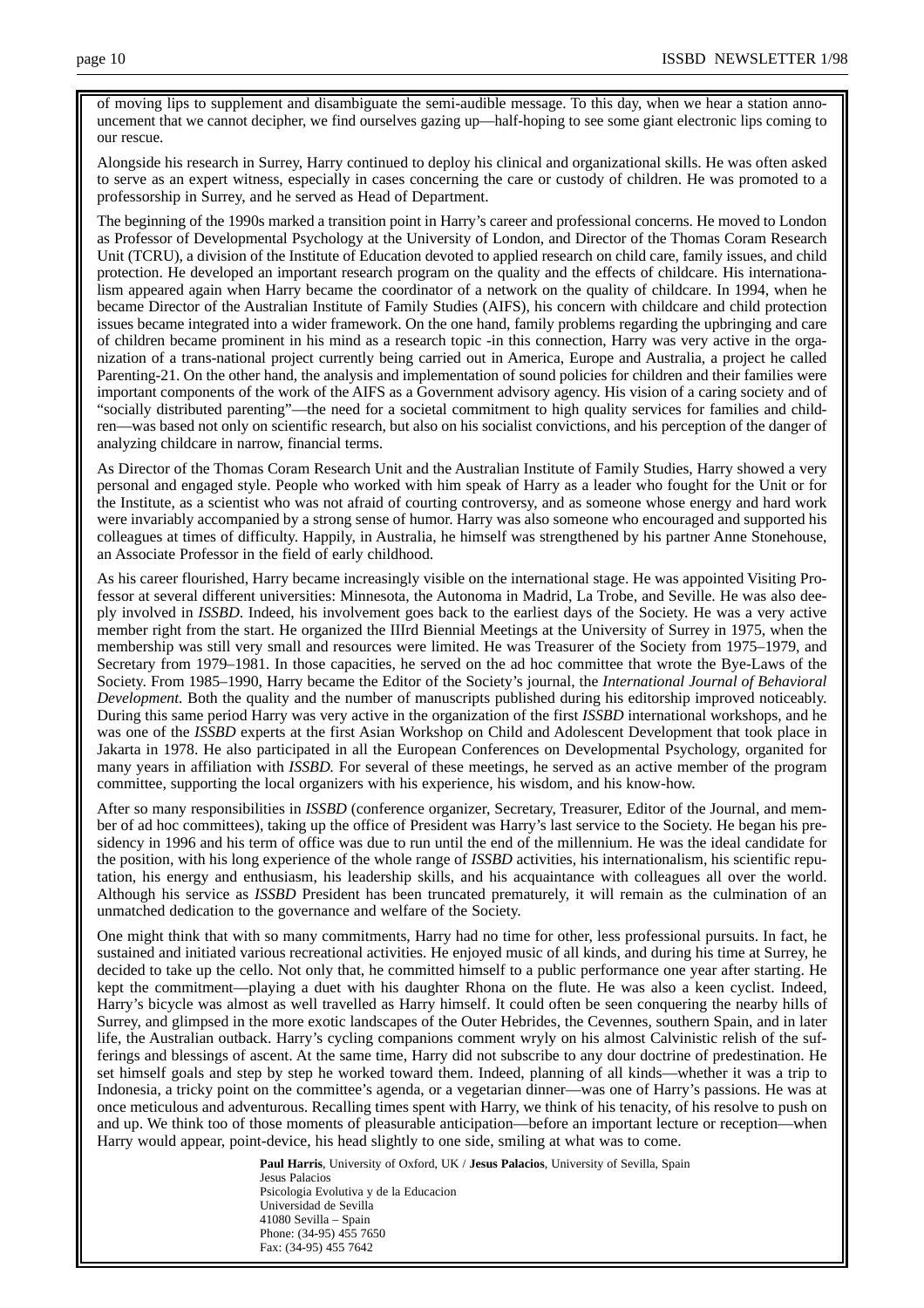of moving lips to supplement and disambiguate the semi-audible message. To this day, when we hear a station announcement that we cannot decipher, we find ourselves gazing up—half-hoping to see some giant electronic lips coming to our rescue.

Alongside his research in Surrey, Harry continued to deploy his clinical and organizational skills. He was often asked to serve as an expert witness, especially in cases concerning the care or custody of children. He was promoted to a professorship in Surrey, and he served as Head of Department.

The beginning of the 1990s marked a transition point in Harry's career and professional concerns. He moved to London as Professor of Developmental Psychology at the University of London, and Director of the Thomas Coram Research Unit (TCRU), a division of the Institute of Education devoted to applied research on child care, family issues, and child protection. He developed an important research program on the quality and the effects of childcare. His internationalism appeared again when Harry became the coordinator of a network on the quality of childcare. In 1994, when he became Director of the Australian Institute of Family Studies (AIFS), his concern with childcare and child protection issues became integrated into a wider framework. On the one hand, family problems regarding the upbringing and care of children became prominent in his mind as a research topic -in this connection, Harry was very active in the organization of a trans-national project currently being carried out in America, Europe and Australia, a project he called Parenting-21. On the other hand, the analysis and implementation of sound policies for children and their families were important components of the work of the AIFS as a Government advisory agency. His vision of a caring society and of "socially distributed parenting"—the need for a societal commitment to high quality services for families and children—was based not only on scientific research, but also on his socialist convictions, and his perception of the danger of analyzing childcare in narrow, financial terms.

As Director of the Thomas Coram Research Unit and the Australian Institute of Family Studies, Harry showed a very personal and engaged style. People who worked with him speak of Harry as a leader who fought for the Unit or for the Institute, as a scientist who was not afraid of courting controversy, and as someone whose energy and hard work were invariably accompanied by a strong sense of humor. Harry was also someone who encouraged and supported his colleagues at times of difficulty. Happily, in Australia, he himself was strengthened by his partner Anne Stonehouse, an Associate Professor in the field of early childhood.

As his career flourished, Harry became increasingly visible on the international stage. He was appointed Visiting Professor at several different universities: Minnesota, the Autonoma in Madrid, La Trobe, and Seville. He was also deeply involved in *ISSBD*. Indeed, his involvement goes back to the earliest days of the Society. He was a very active member right from the start. He organized the IIIrd Biennial Meetings at the University of Surrey in 1975, when the membership was still very small and resources were limited. He was Treasurer of the Society from 1975–1979, and Secretary from 1979–1981. In those capacities, he served on the ad hoc committee that wrote the Bye-Laws of the Society. From 1985–1990, Harry became the Editor of the Society's journal, the *International Journal of Behavioral Development*. Both the quality and the number of manuscripts published during his editorship improved noticeably. During this same period Harry was very active in the organization of the first *ISSBD* international workshops, and he was one of the *ISSBD* experts at the first Asian Workshop on Child and Adolescent Development that took place in Jakarta in 1978. He also participated in all the European Conferences on Developmental Psychology, organited for many years in affiliation with *ISSBD*. For several of these meetings, he served as an active member of the program committee, supporting the local organizers with his experience, his wisdom, and his know-how.

After so many responsibilities in *ISSBD* (conference organizer, Secretary, Treasurer, Editor of the Journal, and member of ad hoc committees), taking up the office of President was Harry's last service to the Society. He began his presidency in 1996 and his term of office was due to run until the end of the millennium. He was the ideal candidate for the position, with his long experience of the whole range of *ISSBD* activities, his internationalism, his scientific reputation, his energy and enthusiasm, his leadership skills, and his acquaintance with colleagues all over the world. Although his service as *ISSBD* President has been truncated prematurely, it will remain as the culmination of an unmatched dedication to the governance and welfare of the Society.

One might think that with so many commitments, Harry had no time for other, less professional pursuits. In fact, he sustained and initiated various recreational activities. He enjoyed music of all kinds, and during his time at Surrey, he decided to take up the cello. Not only that, he committed himself to a public performance one year after starting. He kept the commitment—playing a duet with his daughter Rhona on the flute. He was also a keen cyclist. Indeed, Harry's bicycle was almost as well travelled as Harry himself. It could often be seen conquering the nearby hills of Surrey, and glimpsed in the more exotic landscapes of the Outer Hebrides, the Cevennes, southern Spain, and in later life, the Australian outback. Harry's cycling companions comment wryly on his almost Calvinistic relish of the sufferings and blessings of ascent. At the same time, Harry did not subscribe to any dour doctrine of predestination. He set himself goals and step by step he worked toward them. Indeed, planning of all kinds—whether it was a trip to Indonesia, a tricky point on the committee's agenda, or a vegetarian dinner—was one of Harry's passions. He was at once meticulous and adventurous. Recalling times spent with Harry, we think of his tenacity, of his resolve to push on and up. We think too of those moments of pleasurable anticipation—before an important lecture or reception—when Harry would appear, point-device, his head slightly to one side, smiling at what was to come.

**Paul Harris**, University of Oxford, UK / **Jesus Palacios**, University of Sevilla, Spain
Jesus Palacios
Psicologia Evolutiva y de la Educacion
Universidad de Sevilla
41080 Sevilla – Spain
Phone: (34-95) 455 7650
Fax: (34-95) 455 7642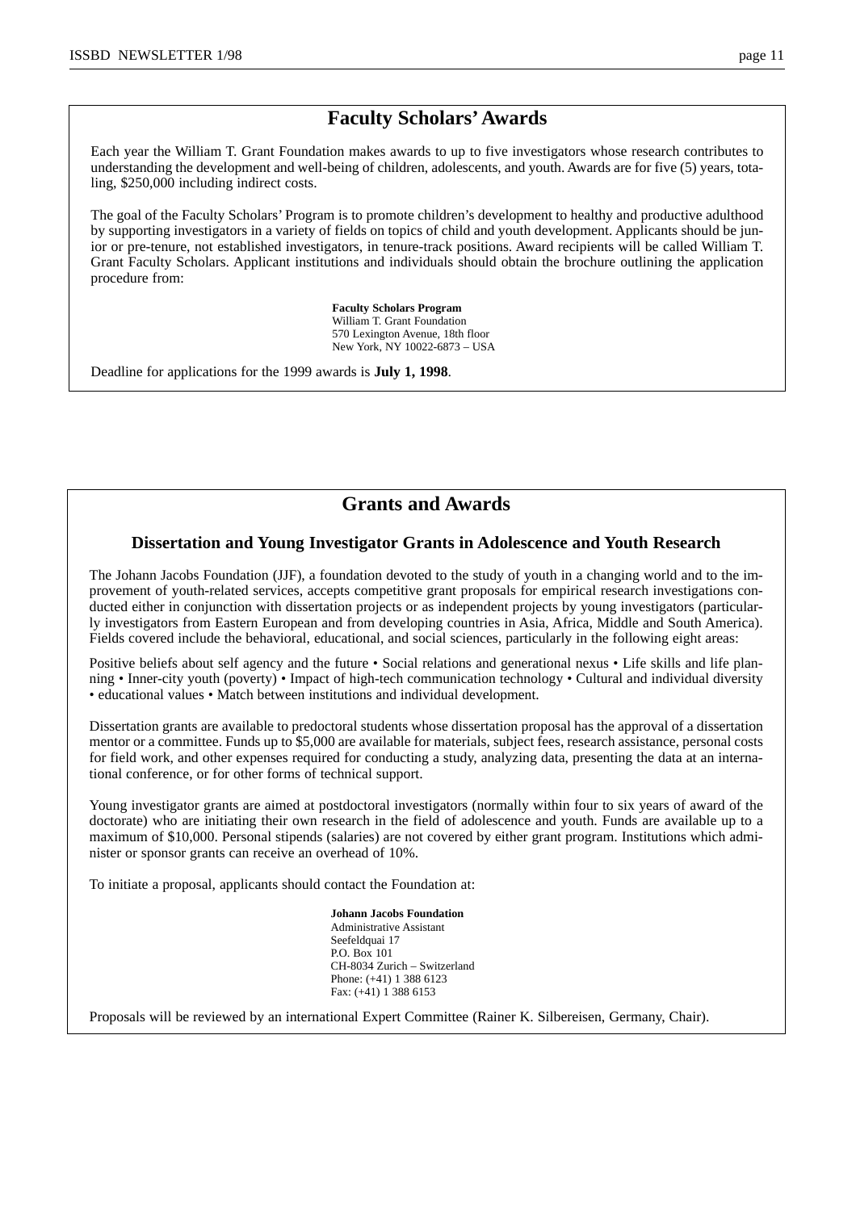## Faculty Scholars' Awards

Each year the William T. Grant Foundation makes awards to up to five investigators whose research contributes to understanding the development and well-being of children, adolescents, and youth. Awards are for five (5) years, totaling, $250,000 including indirect costs.

The goal of the Faculty Scholars' Program is to promote children's development to healthy and productive adulthood by supporting investigators in a variety of fields on topics of child and youth development. Applicants should be junior or pre-tenure, not established investigators, in tenure-track positions. Award recipients will be called William T. Grant Faculty Scholars. Applicant institutions and individuals should obtain the brochure outlining the application procedure from:

**Faculty Scholars Program**
William T. Grant Foundation
570 Lexington Avenue, 18th floor
New York, NY 10022-6873 – USA

Deadline for applications for the 1999 awards is **July 1, 1998**.

## Grants and Awards

### Dissertation and Young Investigator Grants in Adolescence and Youth Research

The Johann Jacobs Foundation (JJF), a foundation devoted to the study of youth in a changing world and to the improvement of youth-related services, accepts competitive grant proposals for empirical research investigations conducted either in conjunction with dissertation projects or as independent projects by young investigators (particularly investigators from Eastern European and from developing countries in Asia, Africa, Middle and South America). Fields covered include the behavioral, educational, and social sciences, particularly in the following eight areas:

Positive beliefs about self agency and the future • Social relations and generational nexus • Life skills and life planning • Inner-city youth (poverty) • Impact of high-tech communication technology • Cultural and individual diversity • educational values • Match between institutions and individual development.

Dissertation grants are available to predoctoral students whose dissertation proposal has the approval of a dissertation mentor or a committee. Funds up to $5,000 are available for materials, subject fees, research assistance, personal costs for field work, and other expenses required for conducting a study, analyzing data, presenting the data at an international conference, or for other forms of technical support.

Young investigator grants are aimed at postdoctoral investigators (normally within four to six years of award of the doctorate) who are initiating their own research in the field of adolescence and youth. Funds are available up to a maximum of $10,000. Personal stipends (salaries) are not covered by either grant program. Institutions which administer or sponsor grants can receive an overhead of 10%.

To initiate a proposal, applicants should contact the Foundation at:

**Johann Jacobs Foundation**
Administrative Assistant
Seefeldquai 17
P.O. Box 101
CH-8034 Zurich – Switzerland
Phone: (+41) 1 388 6123
Fax: (+41) 1 388 6153

Proposals will be reviewed by an international Expert Committee (Rainer K. Silbereisen, Germany, Chair).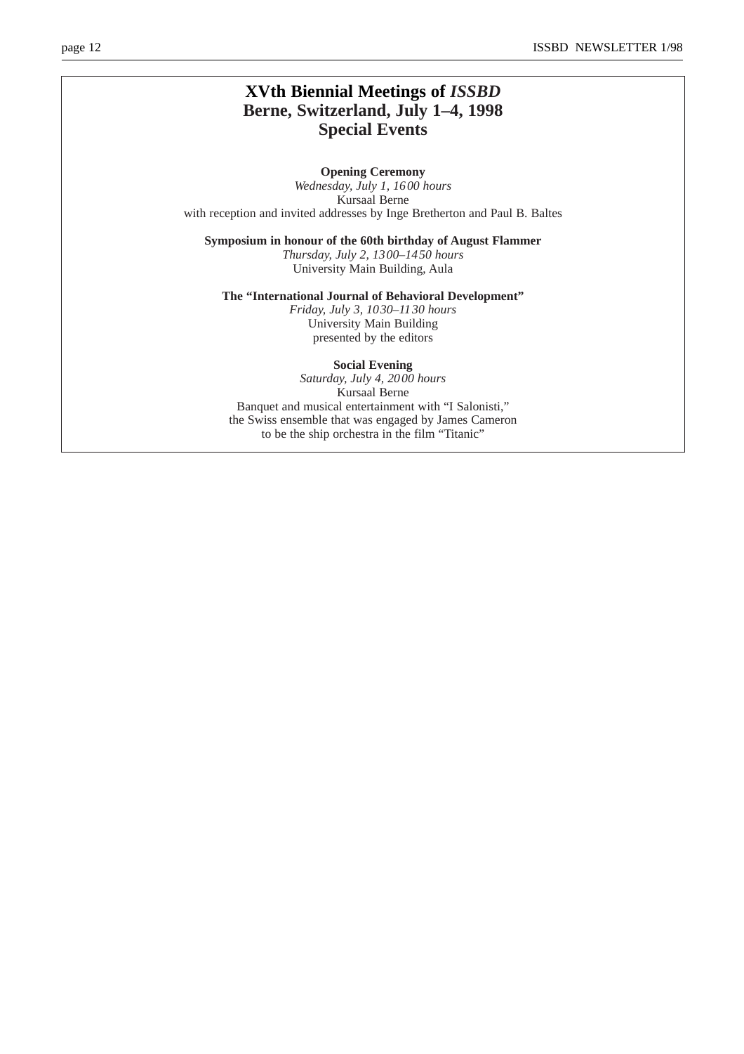# XVth Biennial Meetings of *ISSBD*
# Berne, Switzerland, July 1–4, 1998
# Special Events

**Opening Ceremony**
*Wednesday, July 1, 1600 hours*
Kursaal Berne
with reception and invited addresses by Inge Bretherton and Paul B. Baltes

**Symposium in honour of the 60th birthday of August Flammer**
*Thursday, July 2, 1300–1450 hours*
University Main Building, Aula

**The "International Journal of Behavioral Development"**
*Friday, July 3, 1030–1130 hours*
University Main Building
presented by the editors

**Social Evening**
*Saturday, July 4, 2000 hours*
Kursaal Berne
Banquet and musical entertainment with "I Salonisti,"
the Swiss ensemble that was engaged by James Cameron
to be the ship orchestra in the film "Titanic"